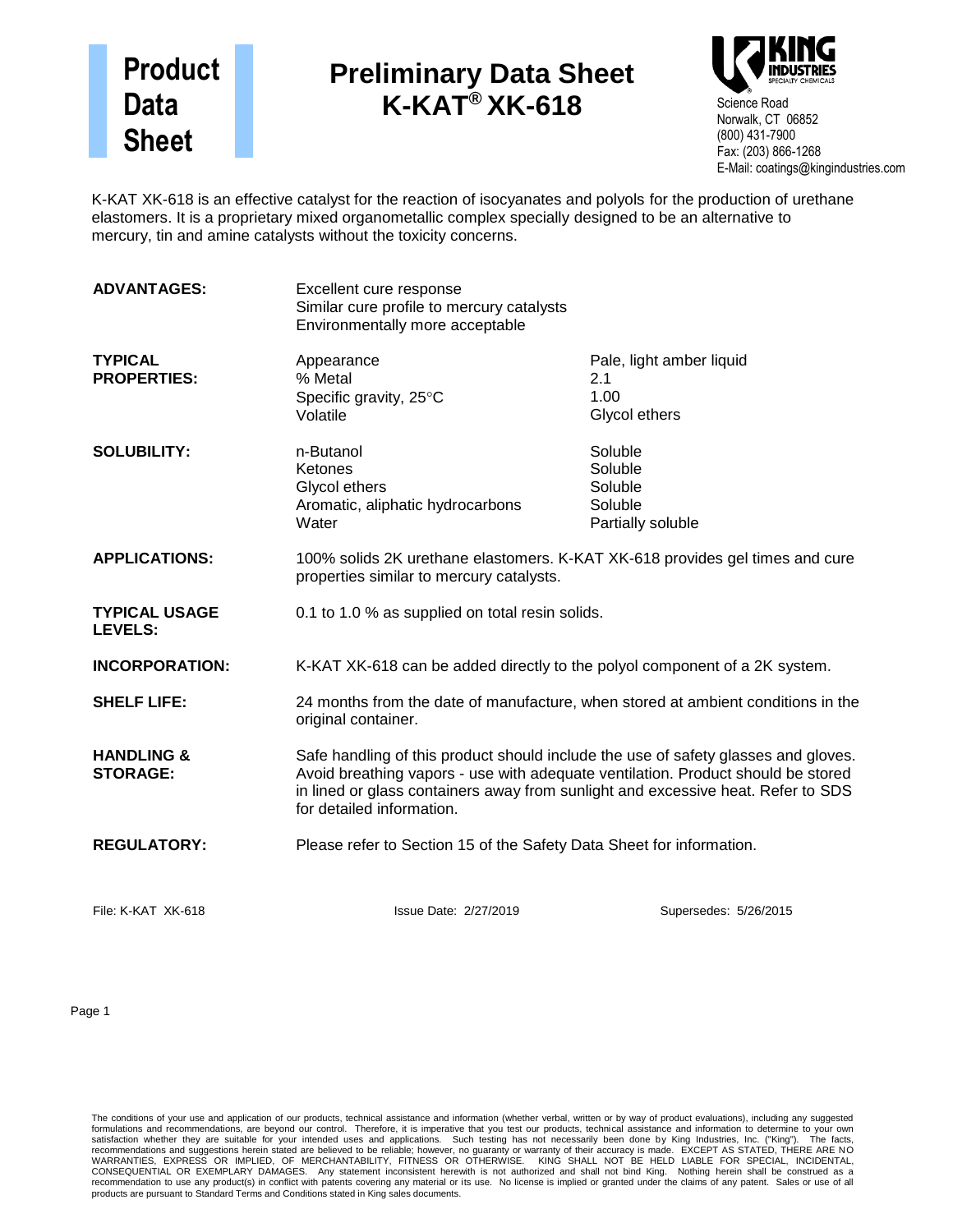# Product Data Sheet

## Preliminary Data Sheet
## K-KAT® XK-618

KING INDUSTRIES
SPECIALTY CHEMICALS

Science Road
Norwalk, CT 06852
(800) 431-7900
Fax: (203) 866-1268
E-Mail: coatings@kingindustries.com

K-KAT XK-618 is an effective catalyst for the reaction of isocyanates and polyols for the production of urethane elastomers. It is a proprietary mixed organometallic complex specially designed to be an alternative to mercury, tin and amine catalysts without the toxicity concerns.

**ADVANTAGES:**

Excellent cure response
Similar cure profile to mercury catalysts
Environmentally more acceptable

**TYPICAL PROPERTIES:**

| | |
|---|---|
| Appearance | Pale, light amber liquid |
| % Metal | 2.1 |
| Specific gravity, 25°C | 1.00 |
| Volatile | Glycol ethers |

**SOLUBILITY:**

| | |
|---|---|
| n-Butanol | Soluble |
| Ketones | Soluble |
| Glycol ethers | Soluble |
| Aromatic, aliphatic hydrocarbons | Soluble |
| Water | Partially soluble |

**APPLICATIONS:** 100% solids 2K urethane elastomers. K-KAT XK-618 provides gel times and cure properties similar to mercury catalysts.

**TYPICAL USAGE LEVELS:** 0.1 to 1.0 % as supplied on total resin solids.

**INCORPORATION:** K-KAT XK-618 can be added directly to the polyol component of a 2K system.

**SHELF LIFE:** 24 months from the date of manufacture, when stored at ambient conditions in the original container.

**HANDLING & STORAGE:** Safe handling of this product should include the use of safety glasses and gloves. Avoid breathing vapors - use with adequate ventilation. Product should be stored in lined or glass containers away from sunlight and excessive heat. Refer to SDS for detailed information.

**REGULATORY:** Please refer to Section 15 of the Safety Data Sheet for information.

File: K-KAT XK-618 Issue Date: 2/27/2019 Supersedes: 5/26/2015

The conditions of your use and application of our products, technical assistance and information (whether verbal, written or by way of product evaluations), including any suggested formulations and recommendations, are beyond our control. Therefore, it is imperative that you test our products, technical assistance and information to determine to your own satisfaction whether they are suitable for your intended uses and applications. Such testing has not necessarily been done by King Industries, Inc. ("King"). The facts, recommendations and suggestions herein stated are believed to be reliable; however, no guaranty or warranty of their accuracy is made. EXCEPT AS STATED, THERE ARE NO WARRANTIES, EXPRESS OR IMPLIED, OF MERCHANTABILITY, FITNESS OR OTHERWISE. KING SHALL NOT BE HELD LIABLE FOR SPECIAL, INCIDENTAL, CONSEQUENTIAL OR EXEMPLARY DAMAGES. Any statement inconsistent herewith is not authorized and shall not bind King. Nothing herein shall be construed as a recommendation to use any product(s) in conflict with patents covering any material or its use. No license is implied or granted under the claims of any patent. Sales or use of all products are pursuant to Standard Terms and Conditions stated in King sales documents.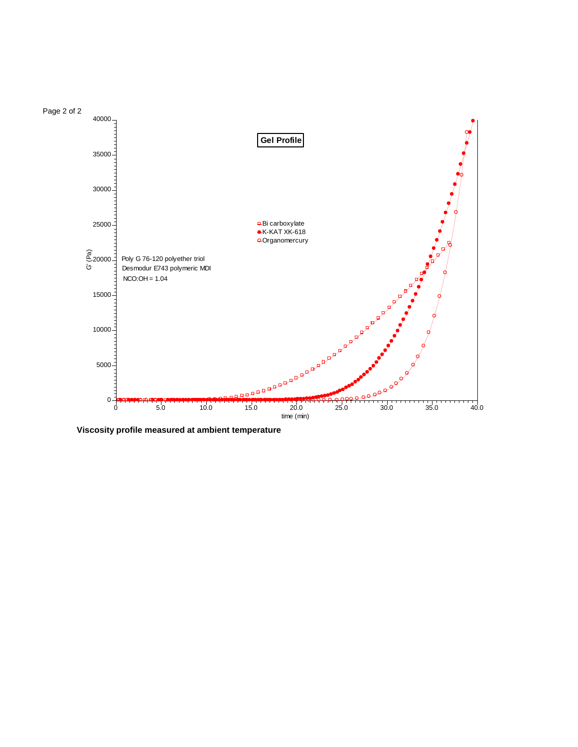Gel Profile

40000
35000
30000
25000
20000
15000
10000
5000
0

G' (Pa)

0
5.0
10.0
15.0
20.0
25.0
30.0
35.0
40.0

time (min)

Bi carboxylate
K-KAT XK-618
Organomercury

Poly G 76-120 polyether triol
Desmodur E743 polymeric MDI
NCO:OH = 1.04

**Viscosity profile measured at ambient temperature**